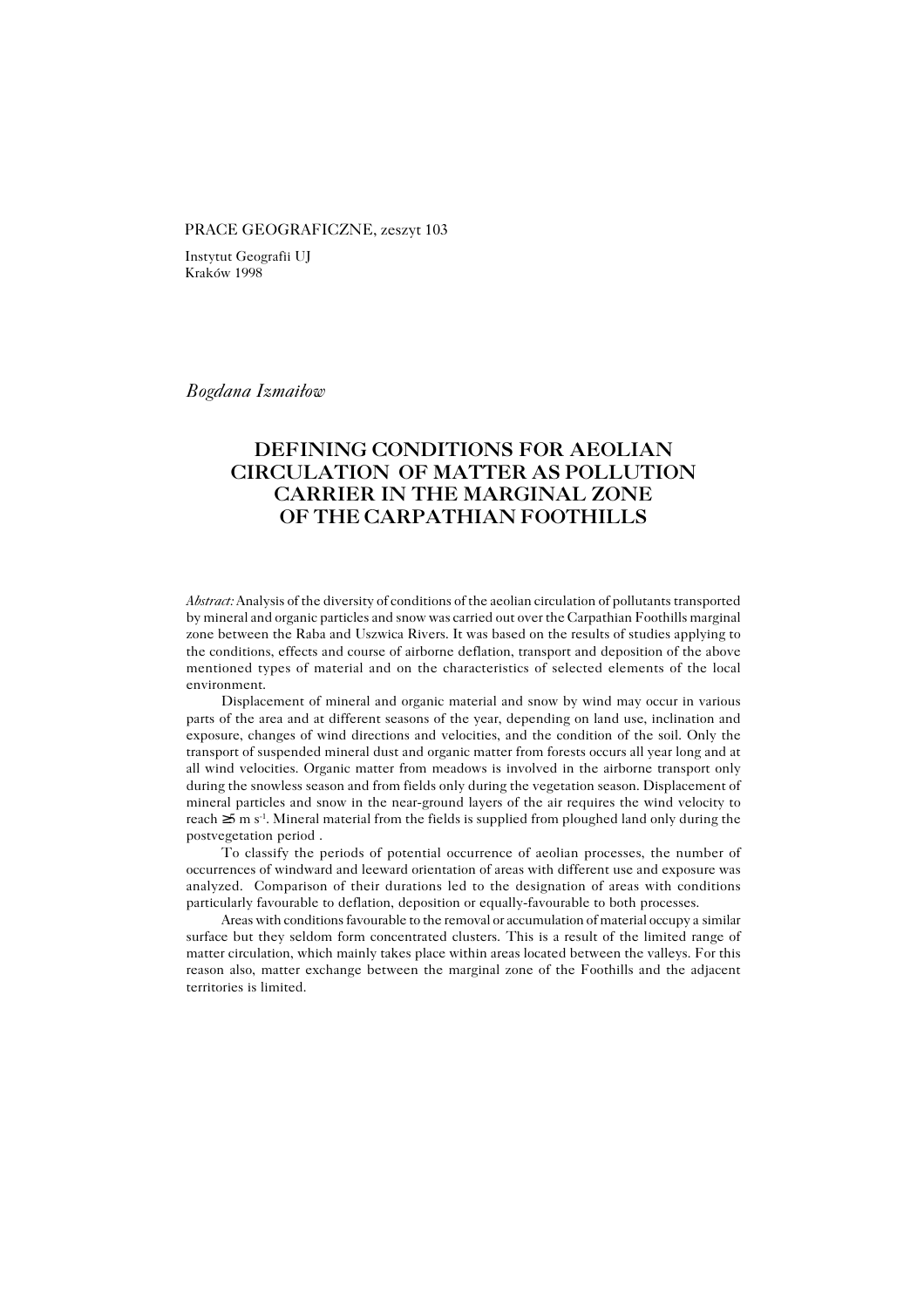PRACE GEOGRAFICZNE, zeszyt 103

Instytut Geografii UJ
Kraków 1998

*Bogdana Izmaiłow*

# DEFINING CONDITIONS FOR AEOLIAN CIRCULATION OF MATTER AS POLLUTION CARRIER IN THE MARGINAL ZONE OF THE CARPATHIAN FOOTHILLS

*Abstract:* Analysis of the diversity of conditions of the aeolian circulation of pollutants transported by mineral and organic particles and snow was carried out over the Carpathian Foothills marginal zone between the Raba and Uszwica Rivers. It was based on the results of studies applying to the conditions, effects and course of airborne deflation, transport and deposition of the above mentioned types of material and on the characteristics of selected elements of the local environment.

Displacement of mineral and organic material and snow by wind may occur in various parts of the area and at different seasons of the year, depending on land use, inclination and exposure, changes of wind directions and velocities, and the condition of the soil. Only the transport of suspended mineral dust and organic matter from forests occurs all year long and at all wind velocities. Organic matter from meadows is involved in the airborne transport only during the snowless season and from fields only during the vegetation season. Displacement of mineral particles and snow in the near-ground layers of the air requires the wind velocity to reach ≥5 m s$^{-1}$. Mineral material from the fields is supplied from ploughed land only during the postvegetation period .

To classify the periods of potential occurrence of aeolian processes, the number of occurrences of windward and leeward orientation of areas with different use and exposure was analyzed. Comparison of their durations led to the designation of areas with conditions particularly favourable to deflation, deposition or equally-favourable to both processes.

Areas with conditions favourable to the removal or accumulation of material occupy a similar surface but they seldom form concentrated clusters. This is a result of the limited range of matter circulation, which mainly takes place within areas located between the valleys. For this reason also, matter exchange between the marginal zone of the Foothills and the adjacent territories is limited.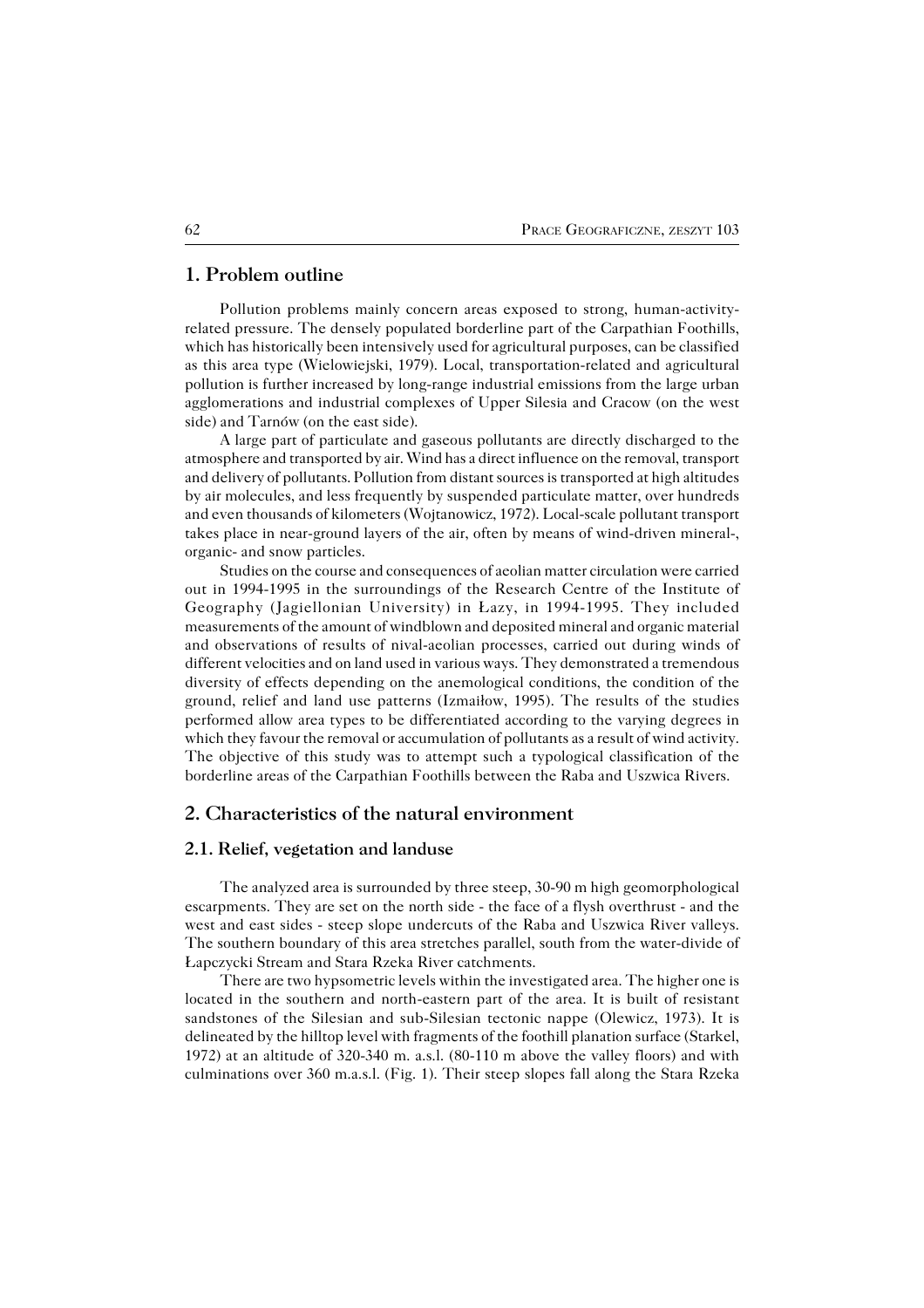## 1. Problem outline

Pollution problems mainly concern areas exposed to strong, human-activity-related pressure. The densely populated borderline part of the Carpathian Foothills, which has historically been intensively used for agricultural purposes, can be classified as this area type (Wielowiejski, 1979). Local, transportation-related and agricultural pollution is further increased by long-range industrial emissions from the large urban agglomerations and industrial complexes of Upper Silesia and Cracow (on the west side) and Tarnów (on the east side).

A large part of particulate and gaseous pollutants are directly discharged to the atmosphere and transported by air. Wind has a direct influence on the removal, transport and delivery of pollutants. Pollution from distant sources is transported at high altitudes by air molecules, and less frequently by suspended particulate matter, over hundreds and even thousands of kilometers (Wojtanowicz, 1972). Local-scale pollutant transport takes place in near-ground layers of the air, often by means of wind-driven mineral-, organic- and snow particles.

Studies on the course and consequences of aeolian matter circulation were carried out in 1994-1995 in the surroundings of the Research Centre of the Institute of Geography (Jagiellonian University) in Łazy, in 1994-1995. They included measurements of the amount of windblown and deposited mineral and organic material and observations of results of nival-aeolian processes, carried out during winds of different velocities and on land used in various ways. They demonstrated a tremendous diversity of effects depending on the anemological conditions, the condition of the ground, relief and land use patterns (Izmaiłow, 1995). The results of the studies performed allow area types to be differentiated according to the varying degrees in which they favour the removal or accumulation of pollutants as a result of wind activity. The objective of this study was to attempt such a typological classification of the borderline areas of the Carpathian Foothills between the Raba and Uszwica Rivers.

## 2. Characteristics of the natural environment

### 2.1. Relief, vegetation and landuse

The analyzed area is surrounded by three steep, 30-90 m high geomorphological escarpments. They are set on the north side - the face of a flysh overthrust - and the west and east sides - steep slope undercuts of the Raba and Uszwica River valleys. The southern boundary of this area stretches parallel, south from the water-divide of Łapczycki Stream and Stara Rzeka River catchments.

There are two hypsometric levels within the investigated area. The higher one is located in the southern and north-eastern part of the area. It is built of resistant sandstones of the Silesian and sub-Silesian tectonic nappe (Olewicz, 1973). It is delineated by the hilltop level with fragments of the foothill planation surface (Starkel, 1972) at an altitude of 320-340 m. a.s.l. (80-110 m above the valley floors) and with culminations over 360 m.a.s.l. (Fig. 1). Their steep slopes fall along the Stara Rzeka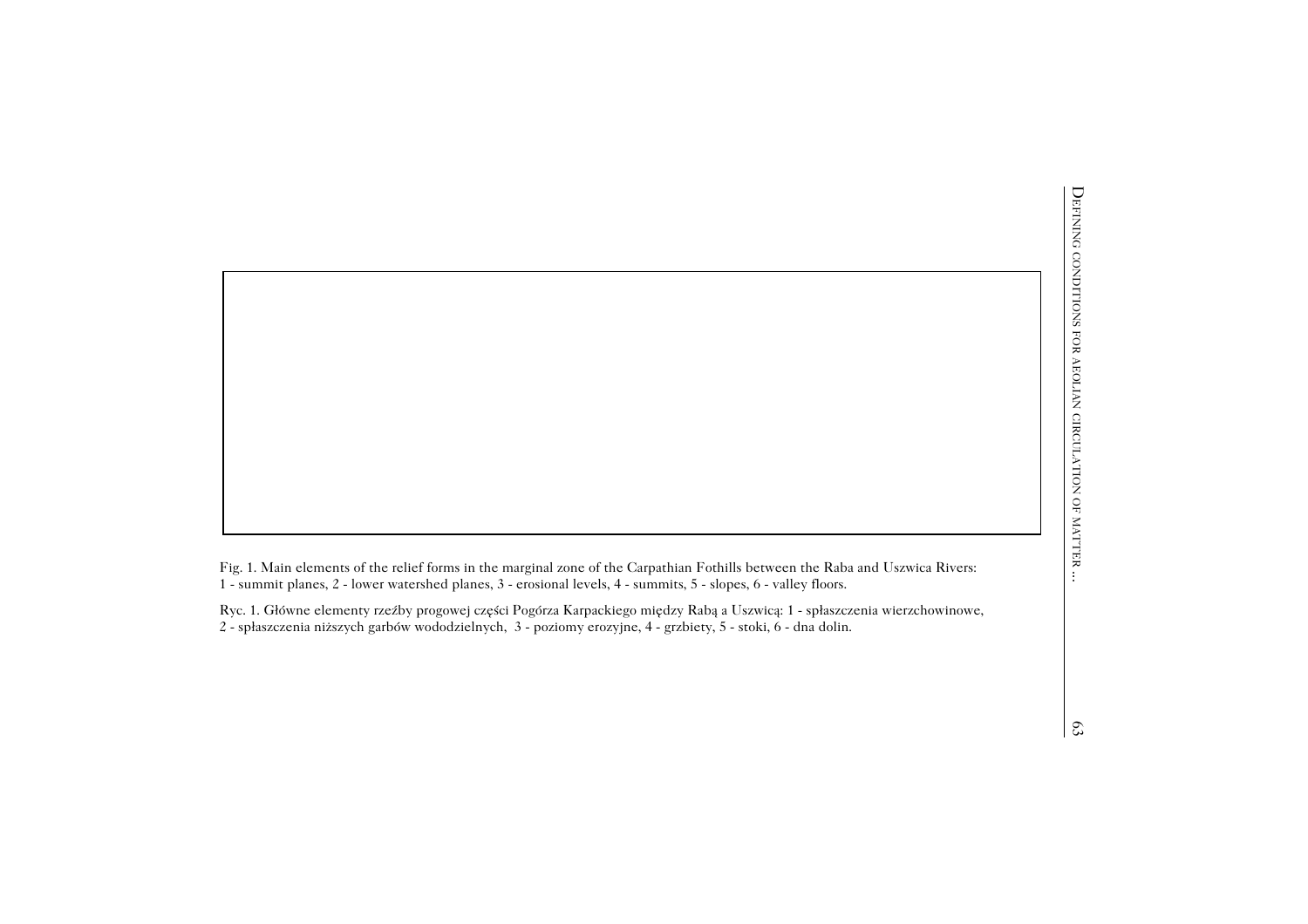Fig. 1. Main elements of the relief forms in the marginal zone of the Carpathian Fothills between the Raba and Uszwica Rivers: 1 - summit planes, 2 - lower watershed planes, 3 - erosional levels, 4 - summits, 5 - slopes, 6 - valley floors.

Ryc. 1. Główne elementy rzeźby progowej części Pogórza Karpackiego między Rabą a Uszwicą: 1 - spłaszczenia wierzchowinowe, 2 - spłaszczenia niższych garbów wododzielnych, 3 - poziomy erozyjne, 4 - grzbiety, 5 - stoki, 6 - dna dolin.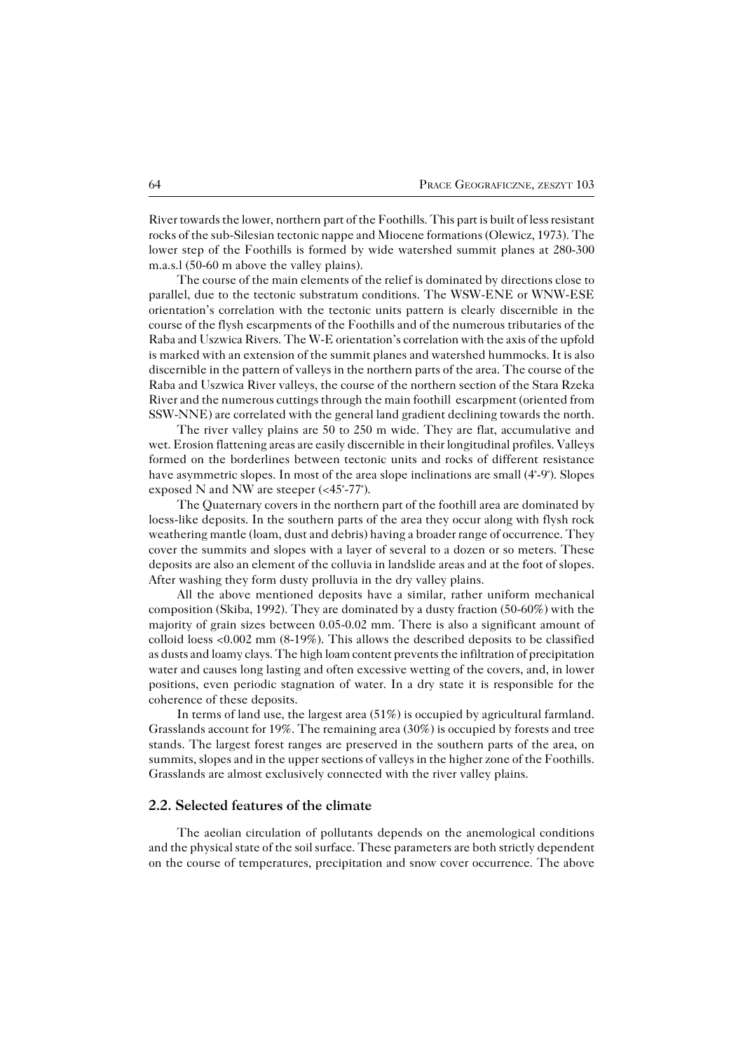River towards the lower, northern part of the Foothills. This part is built of less resistant rocks of the sub-Silesian tectonic nappe and Miocene formations (Olewicz, 1973). The lower step of the Foothills is formed by wide watershed summit planes at 280-300 m.a.s.l (50-60 m above the valley plains).

The course of the main elements of the relief is dominated by directions close to parallel, due to the tectonic substratum conditions. The WSW-ENE or WNW-ESE orientation's correlation with the tectonic units pattern is clearly discernible in the course of the flysh escarpments of the Foothills and of the numerous tributaries of the Raba and Uszwica Rivers. The W-E orientation's correlation with the axis of the upfold is marked with an extension of the summit planes and watershed hummocks. It is also discernible in the pattern of valleys in the northern parts of the area. The course of the Raba and Uszwica River valleys, the course of the northern section of the Stara Rzeka River and the numerous cuttings through the main foothill escarpment (oriented from SSW-NNE) are correlated with the general land gradient declining towards the north.

The river valley plains are 50 to 250 m wide. They are flat, accumulative and wet. Erosion flattening areas are easily discernible in their longitudinal profiles. Valleys formed on the borderlines between tectonic units and rocks of different resistance have asymmetric slopes. In most of the area slope inclinations are small (4°-9°). Slopes exposed N and NW are steeper (<45°-77°).

The Quaternary covers in the northern part of the foothill area are dominated by loess-like deposits. In the southern parts of the area they occur along with flysh rock weathering mantle (loam, dust and debris) having a broader range of occurrence. They cover the summits and slopes with a layer of several to a dozen or so meters. These deposits are also an element of the colluvia in landslide areas and at the foot of slopes. After washing they form dusty prolluvia in the dry valley plains.

All the above mentioned deposits have a similar, rather uniform mechanical composition (Skiba, 1992). They are dominated by a dusty fraction (50-60%) with the majority of grain sizes between 0.05-0.02 mm. There is also a significant amount of colloid loess <0.002 mm (8-19%). This allows the described deposits to be classified as dusts and loamy clays. The high loam content prevents the infiltration of precipitation water and causes long lasting and often excessive wetting of the covers, and, in lower positions, even periodic stagnation of water. In a dry state it is responsible for the coherence of these deposits.

In terms of land use, the largest area (51%) is occupied by agricultural farmland. Grasslands account for 19%. The remaining area (30%) is occupied by forests and tree stands. The largest forest ranges are preserved in the southern parts of the area, on summits, slopes and in the upper sections of valleys in the higher zone of the Foothills. Grasslands are almost exclusively connected with the river valley plains.

## 2.2. Selected features of the climate

The aeolian circulation of pollutants depends on the anemological conditions and the physical state of the soil surface. These parameters are both strictly dependent on the course of temperatures, precipitation and snow cover occurrence. The above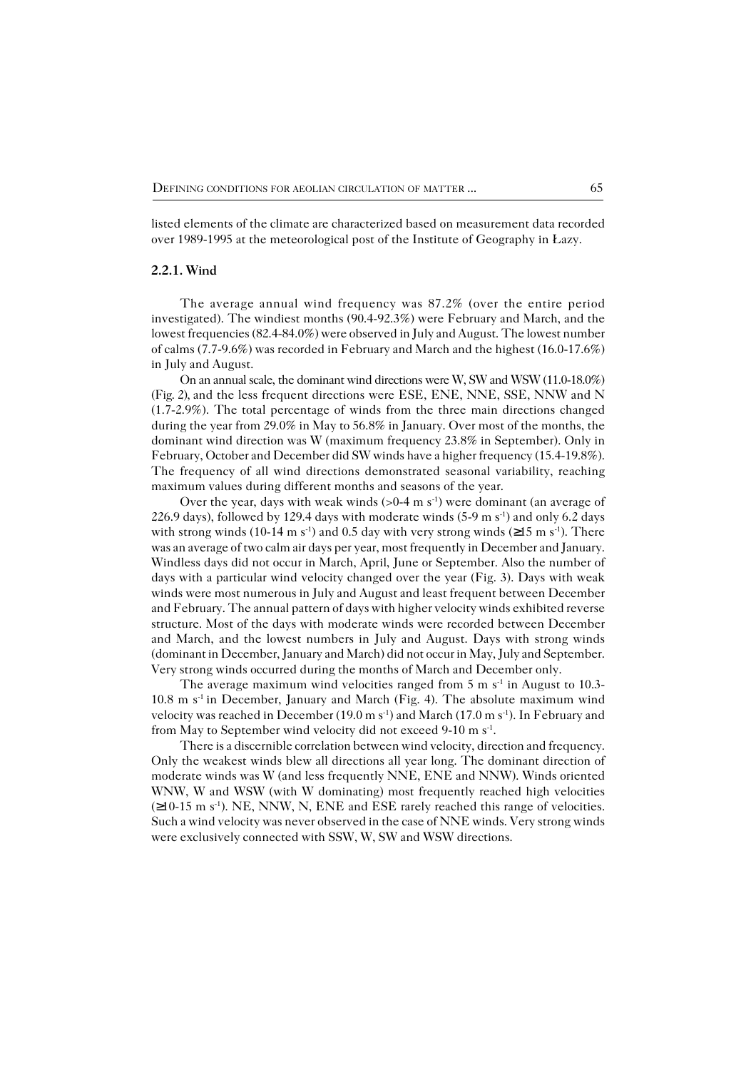listed elements of the climate are characterized based on measurement data recorded over 1989-1995 at the meteorological post of the Institute of Geography in Łazy.

### 2.2.1. Wind

The average annual wind frequency was 87.2% (over the entire period investigated). The windiest months (90.4-92.3%) were February and March, and the lowest frequencies (82.4-84.0%) were observed in July and August. The lowest number of calms (7.7-9.6%) was recorded in February and March and the highest (16.0-17.6%) in July and August.

On an annual scale, the dominant wind directions were W, SW and WSW (11.0-18.0%) (Fig. 2), and the less frequent directions were ESE, ENE, NNE, SSE, NNW and N (1.7-2.9%). The total percentage of winds from the three main directions changed during the year from 29.0% in May to 56.8% in January. Over most of the months, the dominant wind direction was W (maximum frequency 23.8% in September). Only in February, October and December did SW winds have a higher frequency (15.4-19.8%). The frequency of all wind directions demonstrated seasonal variability, reaching maximum values during different months and seasons of the year.

Over the year, days with weak winds (>0-4 m $s^{-1}$) were dominant (an average of 226.9 days), followed by 129.4 days with moderate winds (5-9 m $s^{-1}$) and only 6.2 days with strong winds (10-14 m $s^{-1}$) and 0.5 day with very strong winds (≥15 m $s^{-1}$). There was an average of two calm air days per year, most frequently in December and January. Windless days did not occur in March, April, June or September. Also the number of days with a particular wind velocity changed over the year (Fig. 3). Days with weak winds were most numerous in July and August and least frequent between December and February. The annual pattern of days with higher velocity winds exhibited reverse structure. Most of the days with moderate winds were recorded between December and March, and the lowest numbers in July and August. Days with strong winds (dominant in December, January and March) did not occur in May, July and September. Very strong winds occurred during the months of March and December only.

The average maximum wind velocities ranged from 5 m $s^{-1}$ in August to 10.3-10.8 m $s^{-1}$ in December, January and March (Fig. 4). The absolute maximum wind velocity was reached in December (19.0 m $s^{-1}$) and March (17.0 m $s^{-1}$). In February and from May to September wind velocity did not exceed 9-10 m $s^{-1}$.

There is a discernible correlation between wind velocity, direction and frequency. Only the weakest winds blew all directions all year long. The dominant direction of moderate winds was W (and less frequently NNE, ENE and NNW). Winds oriented WNW, W and WSW (with W dominating) most frequently reached high velocities (≥10-15 m $s^{-1}$). NE, NNW, N, ENE and ESE rarely reached this range of velocities. Such a wind velocity was never observed in the case of NNE winds. Very strong winds were exclusively connected with SSW, W, SW and WSW directions.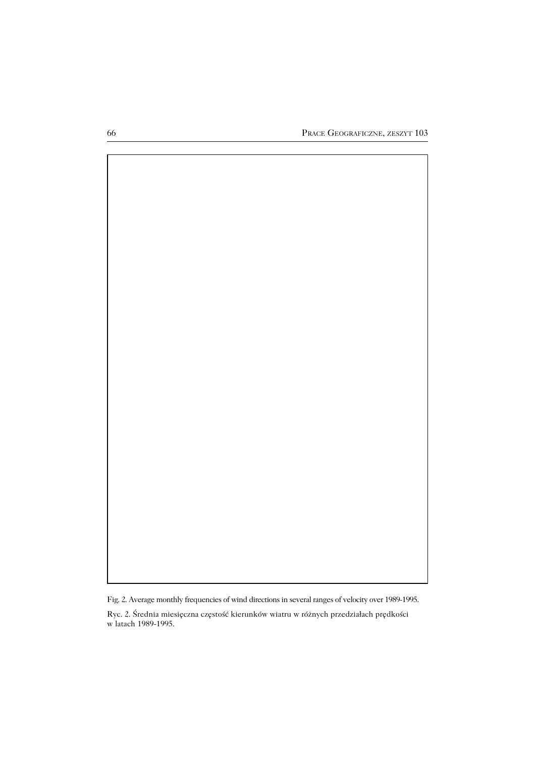Fig. 2. Average monthly frequencies of wind directions in several ranges of velocity over 1989-1995.

Ryc. 2. Średnia miesięczna częstość kierunków wiatru w różnych przedziałach prędkości w latach 1989-1995.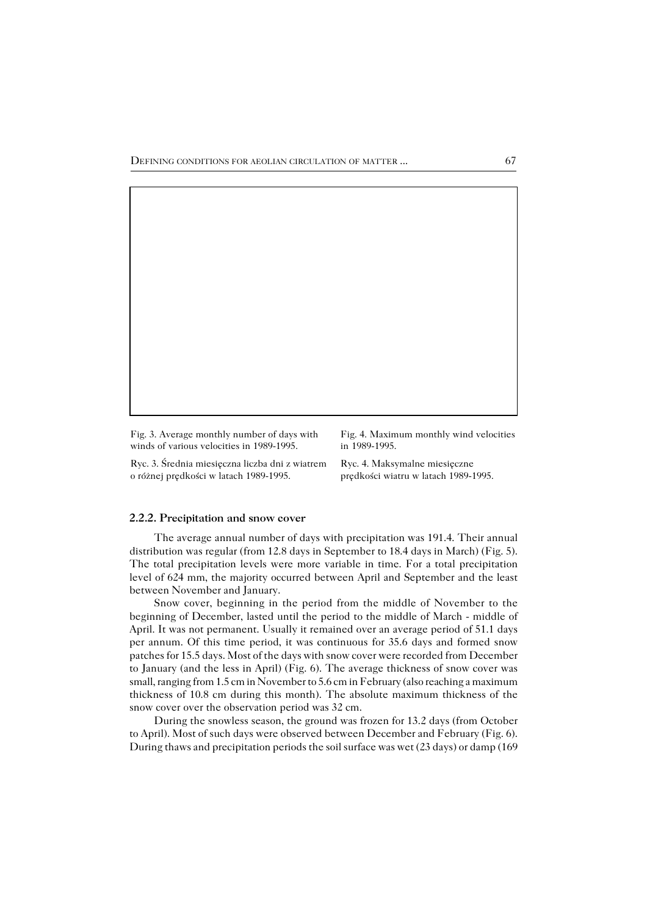Fig. 3. Average monthly number of days with winds of various velocities in 1989-1995.

Ryc. 3. Średnia miesięczna liczba dni z wiatrem o różnej prędkości w latach 1989-1995.

Fig. 4. Maximum monthly wind velocities in 1989-1995.

Ryc. 4. Maksymalne miesięczne prędkości wiatru w latach 1989-1995.

### 2.2.2. Precipitation and snow cover

The average annual number of days with precipitation was 191.4. Their annual distribution was regular (from 12.8 days in September to 18.4 days in March) (Fig. 5). The total precipitation levels were more variable in time. For a total precipitation level of 624 mm, the majority occurred between April and September and the least between November and January.

Snow cover, beginning in the period from the middle of November to the beginning of December, lasted until the period to the middle of March - middle of April. It was not permanent. Usually it remained over an average period of 51.1 days per annum. Of this time period, it was continuous for 35.6 days and formed snow patches for 15.5 days. Most of the days with snow cover were recorded from December to January (and the less in April) (Fig. 6). The average thickness of snow cover was small, ranging from 1.5 cm in November to 5.6 cm in February (also reaching a maximum thickness of 10.8 cm during this month). The absolute maximum thickness of the snow cover over the observation period was 32 cm.

During the snowless season, the ground was frozen for 13.2 days (from October to April). Most of such days were observed between December and February (Fig. 6). During thaws and precipitation periods the soil surface was wet (23 days) or damp (169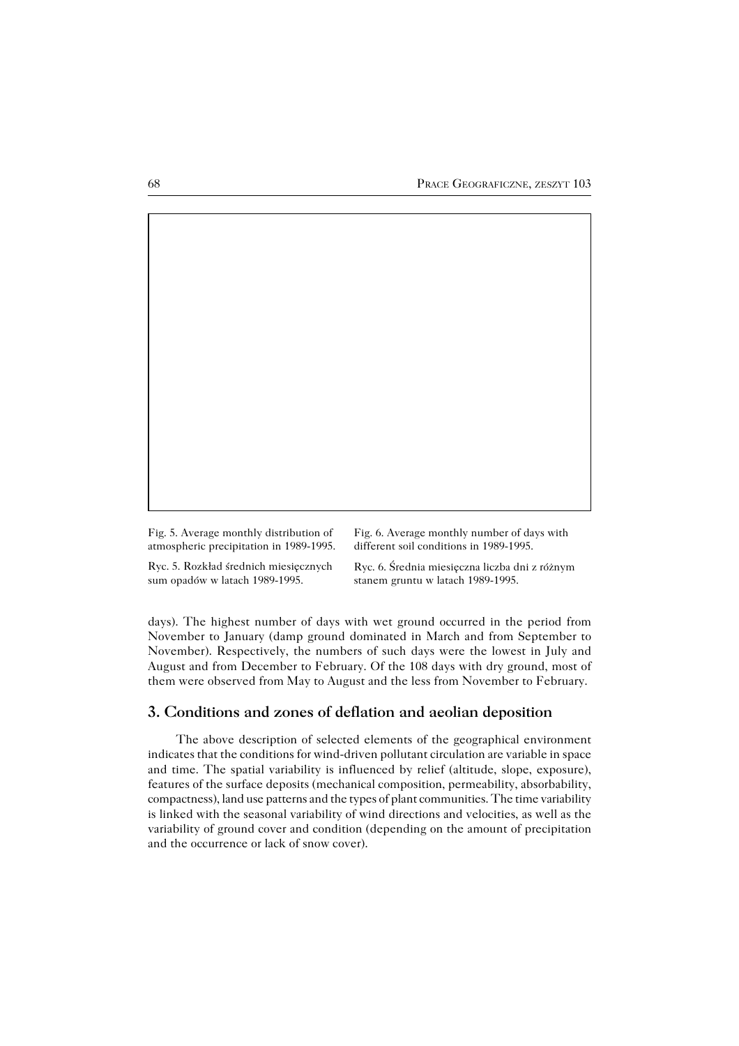Fig. 5. Average monthly distribution of atmospheric precipitation in 1989-1995.

Ryc. 5. Rozkład średnich miesięcznych sum opadów w latach 1989-1995.

Fig. 6. Average monthly number of days with different soil conditions in 1989-1995.

Ryc. 6. Średnia miesięczna liczba dni z różnym stanem gruntu w latach 1989-1995.

days). The highest number of days with wet ground occurred in the period from November to January (damp ground dominated in March and from September to November). Respectively, the numbers of such days were the lowest in July and August and from December to February. Of the 108 days with dry ground, most of them were observed from May to August and the less from November to February.

## 3. Conditions and zones of deflation and aeolian deposition

The above description of selected elements of the geographical environment indicates that the conditions for wind-driven pollutant circulation are variable in space and time. The spatial variability is influenced by relief (altitude, slope, exposure), features of the surface deposits (mechanical composition, permeability, absorbability, compactness), land use patterns and the types of plant communities. The time variability is linked with the seasonal variability of wind directions and velocities, as well as the variability of ground cover and condition (depending on the amount of precipitation and the occurrence or lack of snow cover).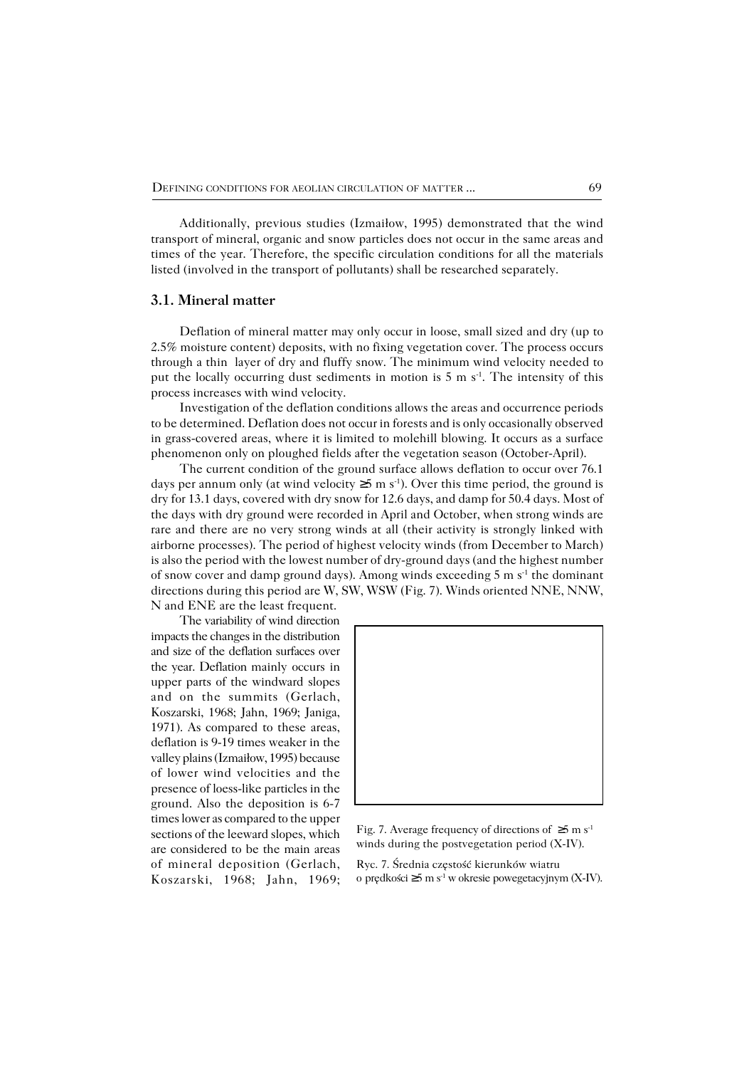Additionally, previous studies (Izmaiłow, 1995) demonstrated that the wind transport of mineral, organic and snow particles does not occur in the same areas and times of the year. Therefore, the specific circulation conditions for all the materials listed (involved in the transport of pollutants) shall be researched separately.

## 3.1. Mineral matter

Deflation of mineral matter may only occur in loose, small sized and dry (up to 2.5% moisture content) deposits, with no fixing vegetation cover. The process occurs through a thin layer of dry and fluffy snow. The minimum wind velocity needed to put the locally occurring dust sediments in motion is 5 m $s^{-1}$. The intensity of this process increases with wind velocity.

Investigation of the deflation conditions allows the areas and occurrence periods to be determined. Deflation does not occur in forests and is only occasionally observed in grass-covered areas, where it is limited to molehill blowing. It occurs as a surface phenomenon only on ploughed fields after the vegetation season (October-April).

The current condition of the ground surface allows deflation to occur over 76.1 days per annum only (at wind velocity ≥5 m $s^{-1}$). Over this time period, the ground is dry for 13.1 days, covered with dry snow for 12.6 days, and damp for 50.4 days. Most of the days with dry ground were recorded in April and October, when strong winds are rare and there are no very strong winds at all (their activity is strongly linked with airborne processes). The period of highest velocity winds (from December to March) is also the period with the lowest number of dry-ground days (and the highest number of snow cover and damp ground days). Among winds exceeding 5 m $s^{-1}$ the dominant directions during this period are W, SW, WSW (Fig. 7). Winds oriented NNE, NNW, N and ENE are the least frequent.

The variability of wind direction impacts the changes in the distribution and size of the deflation surfaces over the year. Deflation mainly occurs in upper parts of the windward slopes and on the summits (Gerlach, Koszarski, 1968; Jahn, 1969; Janiga, 1971). As compared to these areas, deflation is 9-19 times weaker in the valley plains (Izmaiłow, 1995) because of lower wind velocities and the presence of loess-like particles in the ground. Also the deposition is 6-7 times lower as compared to the upper sections of the leeward slopes, which are considered to be the main areas of mineral deposition (Gerlach, Koszarski, 1968; Jahn, 1969;

Fig. 7. Average frequency of directions of ≥5 m $s^{-1}$ winds during the postvegetation period (X-IV).

Ryc. 7. Średnia częstość kierunków wiatru o prędkości ≥5 m $s^{-1}$ w okresie powegetacyjnym (X-IV).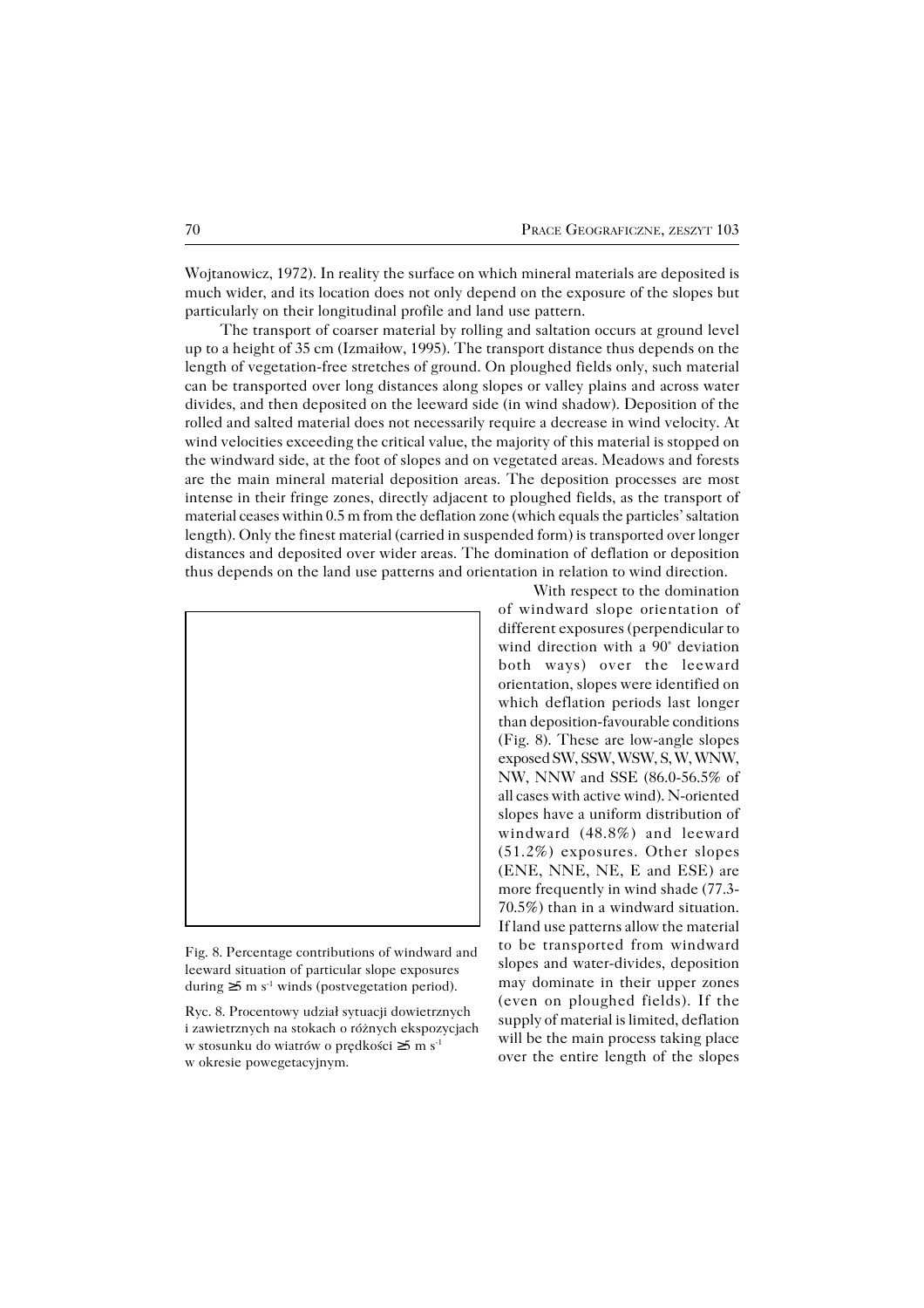Wojtanowicz, 1972). In reality the surface on which mineral materials are deposited is much wider, and its location does not only depend on the exposure of the slopes but particularly on their longitudinal profile and land use pattern.

The transport of coarser material by rolling and saltation occurs at ground level up to a height of 35 cm (Izmaiłow, 1995). The transport distance thus depends on the length of vegetation-free stretches of ground. On ploughed fields only, such material can be transported over long distances along slopes or valley plains and across water divides, and then deposited on the leeward side (in wind shadow). Deposition of the rolled and salted material does not necessarily require a decrease in wind velocity. At wind velocities exceeding the critical value, the majority of this material is stopped on the windward side, at the foot of slopes and on vegetated areas. Meadows and forests are the main mineral material deposition areas. The deposition processes are most intense in their fringe zones, directly adjacent to ploughed fields, as the transport of material ceases within 0.5 m from the deflation zone (which equals the particles' saltation length). Only the finest material (carried in suspended form) is transported over longer distances and deposited over wider areas. The domination of deflation or deposition thus depends on the land use patterns and orientation in relation to wind direction.

With respect to the domination of windward slope orientation of different exposures (perpendicular to wind direction with a 90° deviation both ways) over the leeward orientation, slopes were identified on which deflation periods last longer than deposition-favourable conditions (Fig. 8). These are low-angle slopes exposed SW, SSW, WSW, S, W, WNW, NW, NNW and SSE (86.0-56.5% of all cases with active wind). N-oriented slopes have a uniform distribution of windward (48.8%) and leeward (51.2%) exposures. Other slopes (ENE, NNE, NE, E and ESE) are more frequently in wind shade (77.3-70.5%) than in a windward situation. If land use patterns allow the material to be transported from windward slopes and water-divides, deposition may dominate in their upper zones (even on ploughed fields). If the supply of material is limited, deflation will be the main process taking place over the entire length of the slopes

Fig. 8. Percentage contributions of windward and leeward situation of particular slope exposures during ≥5 m s$^{-1}$ winds (postvegetation period).

Ryc. 8. Procentowy udział sytuacji dowietrznych i zawietrznych na stokach o różnych ekspozycjach w stosunku do wiatrów o prędkości ≥5 m s$^{-1}$ w okresie powegetacyjnym.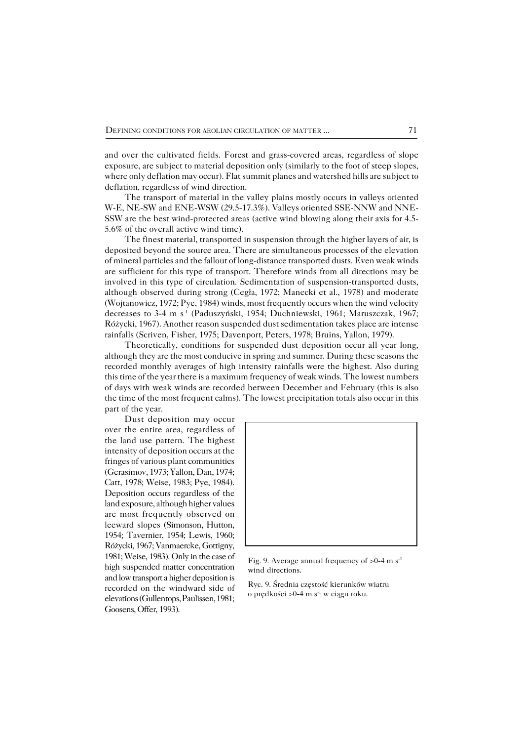and over the cultivated fields. Forest and grass-covered areas, regardless of slope exposure, are subject to material deposition only (similarly to the foot of steep slopes, where only deflation may occur). Flat summit planes and watershed hills are subject to deflation, regardless of wind direction.

The transport of material in the valley plains mostly occurs in valleys oriented W-E, NE-SW and ENE-WSW (29.5-17.3%). Valleys oriented SSE-NNW and NNE-SSW are the best wind-protected areas (active wind blowing along their axis for 4.5-5.6% of the overall active wind time).

The finest material, transported in suspension through the higher layers of air, is deposited beyond the source area. There are simultaneous processes of the elevation of mineral particles and the fallout of long-distance transported dusts. Even weak winds are sufficient for this type of transport. Therefore winds from all directions may be involved in this type of circulation. Sedimentation of suspension-transported dusts, although observed during strong (Cegła, 1972; Manecki et al., 1978) and moderate (Wojtanowicz, 1972; Pye, 1984) winds, most frequently occurs when the wind velocity decreases to 3-4 m $s^{-1}$ (Paduszyński, 1954; Duchniewski, 1961; Maruszczak, 1967; Różycki, 1967). Another reason suspended dust sedimentation takes place are intense rainfalls (Scriven, Fisher, 1975; Davenport, Peters, 1978; Bruins, Yallon, 1979).

Theoretically, conditions for suspended dust deposition occur all year long, although they are the most conducive in spring and summer. During these seasons the recorded monthly averages of high intensity rainfalls were the highest. Also during this time of the year there is a maximum frequency of weak winds. The lowest numbers of days with weak winds are recorded between December and February (this is also the time of the most frequent calms). The lowest precipitation totals also occur in this part of the year.

Dust deposition may occur over the entire area, regardless of the land use pattern. The highest intensity of deposition occurs at the fringes of various plant communities (Gerasimov, 1973; Yallon, Dan, 1974; Catt, 1978; Weise, 1983; Pye, 1984). Deposition occurs regardless of the land exposure, although higher values are most frequently observed on leeward slopes (Simonson, Hutton, 1954; Tavernier, 1954; Lewis, 1960; Różycki, 1967; Vanmaercke, Gottigny, 1981; Weise, 1983). Only in the case of high suspended matter concentration and low transport a higher deposition is recorded on the windward side of elevations (Gullentops, Paulissen, 1981; Goosens, Offer, 1993).

Fig. 9. Average annual frequency of >0-4 m $s^{-1}$ wind directions.

Ryc. 9. Średnia częstość kierunków wiatru o prędkości >0-4 m $s^{-1}$ w ciągu roku.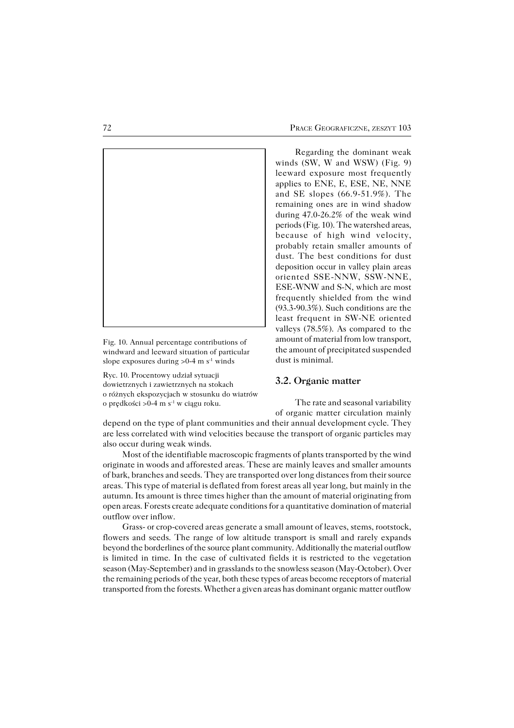Regarding the dominant weak winds (SW, W and WSW) (Fig. 9) leeward exposure most frequently applies to ENE, E, ESE, NE, NNE and SE slopes (66.9-51.9%). The remaining ones are in wind shadow during 47.0-26.2% of the weak wind periods (Fig. 10). The watershed areas, because of high wind velocity, probably retain smaller amounts of dust. The best conditions for dust deposition occur in valley plain areas oriented SSE-NNW, SSW-NNE, ESE-WNW and S-N, which are most frequently shielded from the wind (93.3-90.3%). Such conditions are the least frequent in SW-NE oriented valleys (78.5%). As compared to the amount of material from low transport, the amount of precipitated suspended dust is minimal.

Fig. 10. Annual percentage contributions of windward and leeward situation of particular slope exposures during >0-4 m s$^{-1}$ winds

Ryc. 10. Procentowy udział sytuacji dowietrznych i zawietrznych na stokach o różnych ekspozycjach w stosunku do wiatrów o prędkości >0-4 m s$^{-1}$ w ciągu roku.

### 3.2. Organic matter

The rate and seasonal variability of organic matter circulation mainly depend on the type of plant communities and their annual development cycle. They are less correlated with wind velocities because the transport of organic particles may also occur during weak winds.

Most of the identifiable macroscopic fragments of plants transported by the wind originate in woods and afforested areas. These are mainly leaves and smaller amounts of bark, branches and seeds. They are transported over long distances from their source areas. This type of material is deflated from forest areas all year long, but mainly in the autumn. Its amount is three times higher than the amount of material originating from open areas. Forests create adequate conditions for a quantitative domination of material outflow over inflow.

Grass- or crop-covered areas generate a small amount of leaves, stems, rootstock, flowers and seeds. The range of low altitude transport is small and rarely expands beyond the borderlines of the source plant community. Additionally the material outflow is limited in time. In the case of cultivated fields it is restricted to the vegetation season (May-September) and in grasslands to the snowless season (May-October). Over the remaining periods of the year, both these types of areas become receptors of material transported from the forests. Whether a given areas has dominant organic matter outflow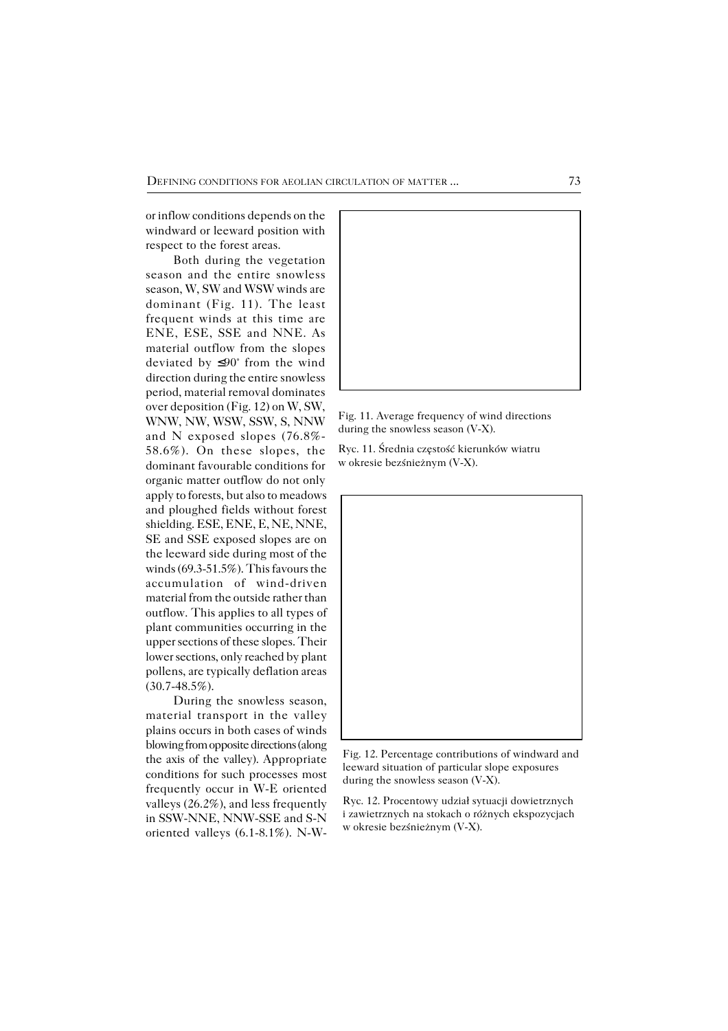or inflow conditions depends on the windward or leeward position with respect to the forest areas.

Both during the vegetation season and the entire snowless season, W, SW and WSW winds are dominant (Fig. 11). The least frequent winds at this time are ENE, ESE, SSE and NNE. As material outflow from the slopes deviated by ≤90° from the wind direction during the entire snowless period, material removal dominates over deposition (Fig. 12) on W, SW, WNW, NW, WSW, SSW, S, NNW and N exposed slopes (76.8%-58.6%). On these slopes, the dominant favourable conditions for organic matter outflow do not only apply to forests, but also to meadows and ploughed fields without forest shielding. ESE, ENE, E, NE, NNE, SE and SSE exposed slopes are on the leeward side during most of the winds (69.3-51.5%). This favours the accumulation of wind-driven material from the outside rather than outflow. This applies to all types of plant communities occurring in the upper sections of these slopes. Their lower sections, only reached by plant pollens, are typically deflation areas (30.7-48.5%).

During the snowless season, material transport in the valley plains occurs in both cases of winds blowing from opposite directions (along the axis of the valley). Appropriate conditions for such processes most frequently occur in W-E oriented valleys (26.2%), and less frequently in SSW-NNE, NNW-SSE and S-N oriented valleys (6.1-8.1%). N-W-

Fig. 11. Average frequency of wind directions during the snowless season (V-X).

Ryc. 11. Średnia częstość kierunków wiatru w okresie bezśnieżnym (V-X).

Fig. 12. Percentage contributions of windward and leeward situation of particular slope exposures during the snowless season (V-X).

Ryc. 12. Procentowy udział sytuacji dowietrznych i zawietrznych na stokach o różnych ekspozycjach w okresie bezśnieżnym (V-X).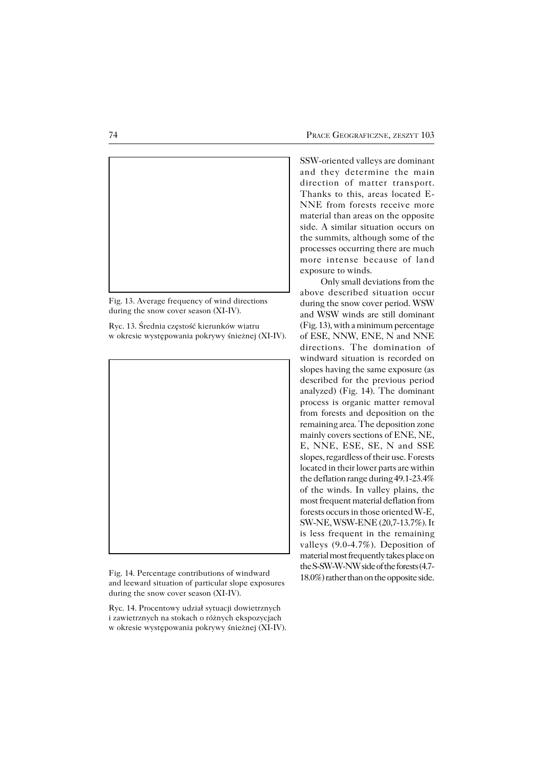Fig. 13. Average frequency of wind directions during the snow cover season (XI-IV).

Ryc. 13. Średnia częstość kierunków wiatru w okresie występowania pokrywy śnieżnej (XI-IV).

Fig. 14. Percentage contributions of windward and leeward situation of particular slope exposures during the snow cover season (XI-IV).

Ryc. 14. Procentowy udział sytuacji dowietrznych i zawietrznych na stokach o różnych ekspozycjach w okresie występowania pokrywy śnieżnej (XI-IV).

SSW-oriented valleys are dominant and they determine the main direction of matter transport. Thanks to this, areas located E-NNE from forests receive more material than areas on the opposite side. A similar situation occurs on the summits, although some of the processes occurring there are much more intense because of land exposure to winds.

Only small deviations from the above described situation occur during the snow cover period. WSW and WSW winds are still dominant (Fig. 13), with a minimum percentage of ESE, NNW, ENE, N and NNE directions. The domination of windward situation is recorded on slopes having the same exposure (as described for the previous period analyzed) (Fig. 14). The dominant process is organic matter removal from forests and deposition on the remaining area. The deposition zone mainly covers sections of ENE, NE, E, NNE, ESE, SE, N and SSE slopes, regardless of their use. Forests located in their lower parts are within the deflation range during 49.1-23.4% of the winds. In valley plains, the most frequent material deflation from forests occurs in those oriented W-E, SW-NE, WSW-ENE (20,7-13.7%). It is less frequent in the remaining valleys (9.0-4.7%). Deposition of material most frequently takes place on the S-SW-W-NW side of the forests (4.7-18.0%) rather than on the opposite side.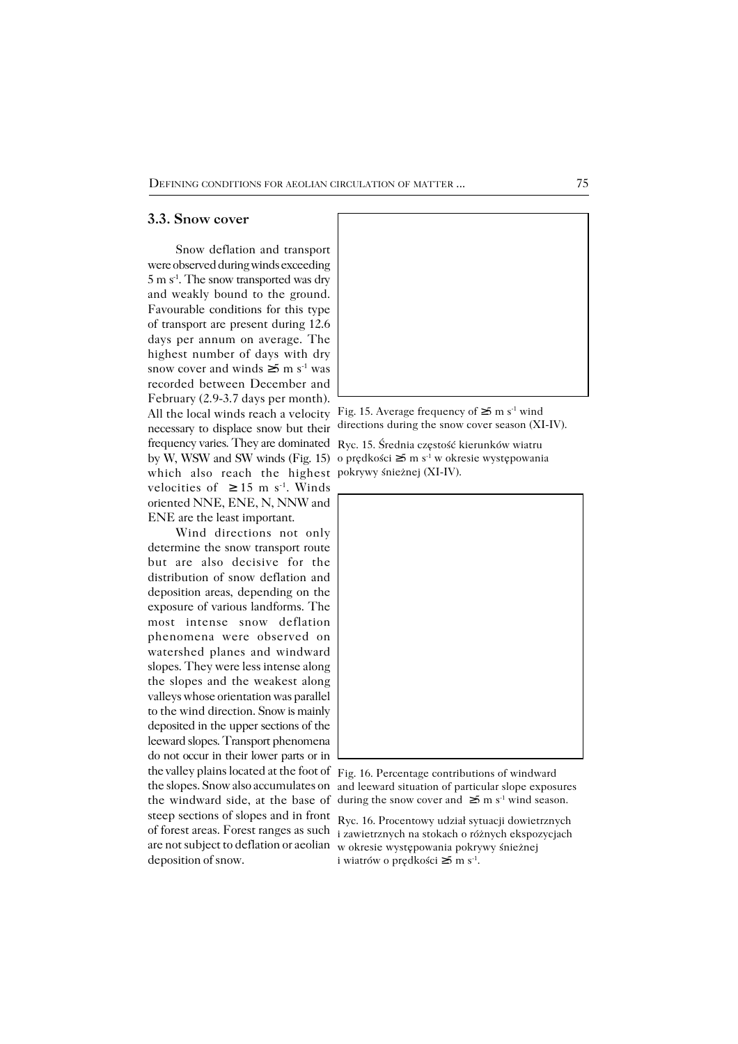## 3.3. Snow cover

Snow deflation and transport were observed during winds exceeding 5 m $s^{-1}$. The snow transported was dry and weakly bound to the ground. Favourable conditions for this type of transport are present during 12.6 days per annum on average. The highest number of days with dry snow cover and winds ≥5 m $s^{-1}$ was recorded between December and February (2.9-3.7 days per month). All the local winds reach a velocity necessary to displace snow but their frequency varies. They are dominated by W, WSW and SW winds (Fig. 15) which also reach the highest velocities of ≥ 15 m $s^{-1}$. Winds oriented NNE, ENE, N, NNW and ENE are the least important.

Wind directions not only determine the snow transport route but are also decisive for the distribution of snow deflation and deposition areas, depending on the exposure of various landforms. The most intense snow deflation phenomena were observed on watershed planes and windward slopes. They were less intense along the slopes and the weakest along valleys whose orientation was parallel to the wind direction. Snow is mainly deposited in the upper sections of the leeward slopes. Transport phenomena do not occur in their lower parts or in the valley plains located at the foot of the slopes. Snow also accumulates on the windward side, at the base of steep sections of slopes and in front of forest areas. Forest ranges as such are not subject to deflation or aeolian deposition of snow.

Fig. 15. Average frequency of ≥5 m $s^{-1}$ wind directions during the snow cover season (XI-IV).

Ryc. 15. Średnia częstość kierunków wiatru o prędkości ≥5 m $s^{-1}$ w okresie występowania pokrywy śnieżnej (XI-IV).

Fig. 16. Percentage contributions of windward and leeward situation of particular slope exposures during the snow cover and ≥5 m $s^{-1}$ wind season.

Ryc. 16. Procentowy udział sytuacji dowietrznych i zawietrznych na stokach o różnych ekspozycjach w okresie występowania pokrywy śnieżnej i wiatrów o prędkości ≥5 m $s^{-1}$.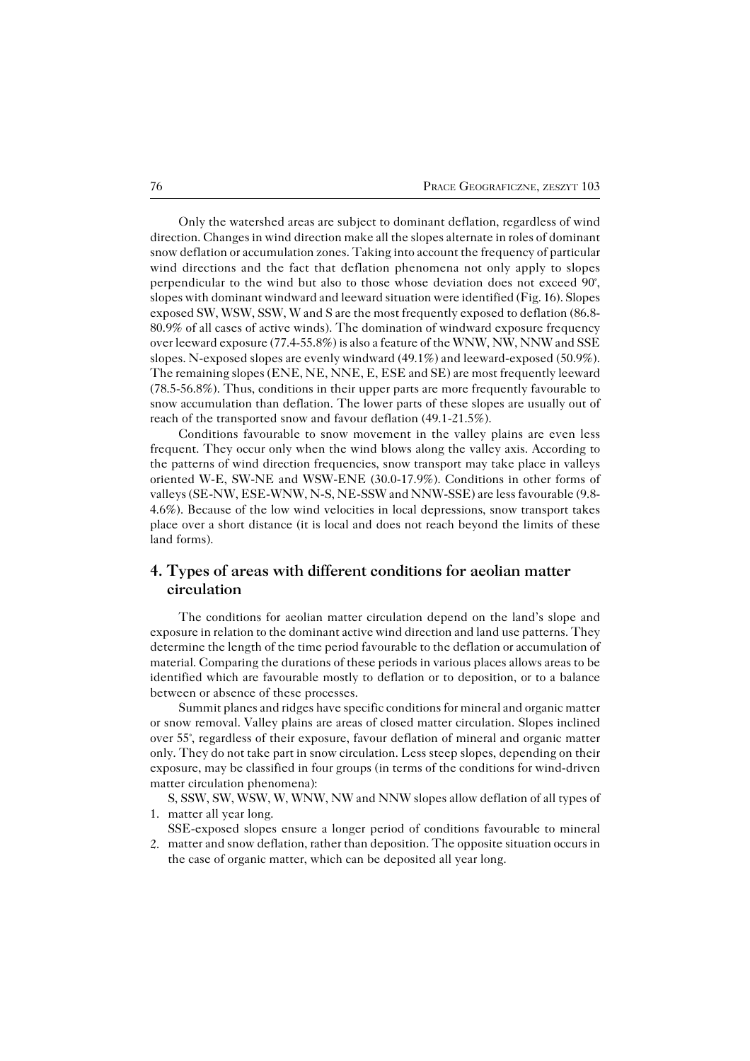Only the watershed areas are subject to dominant deflation, regardless of wind direction. Changes in wind direction make all the slopes alternate in roles of dominant snow deflation or accumulation zones. Taking into account the frequency of particular wind directions and the fact that deflation phenomena not only apply to slopes perpendicular to the wind but also to those whose deviation does not exceed 90°, slopes with dominant windward and leeward situation were identified (Fig. 16). Slopes exposed SW, WSW, SSW, W and S are the most frequently exposed to deflation (86.8-80.9% of all cases of active winds). The domination of windward exposure frequency over leeward exposure (77.4-55.8%) is also a feature of the WNW, NW, NNW and SSE slopes. N-exposed slopes are evenly windward (49.1%) and leeward-exposed (50.9%). The remaining slopes (ENE, NE, NNE, E, ESE and SE) are most frequently leeward (78.5-56.8%). Thus, conditions in their upper parts are more frequently favourable to snow accumulation than deflation. The lower parts of these slopes are usually out of reach of the transported snow and favour deflation (49.1-21.5%).

Conditions favourable to snow movement in the valley plains are even less frequent. They occur only when the wind blows along the valley axis. According to the patterns of wind direction frequencies, snow transport may take place in valleys oriented W-E, SW-NE and WSW-ENE (30.0-17.9%). Conditions in other forms of valleys (SE-NW, ESE-WNW, N-S, NE-SSW and NNW-SSE) are less favourable (9.8-4.6%). Because of the low wind velocities in local depressions, snow transport takes place over a short distance (it is local and does not reach beyond the limits of these land forms).

## 4. Types of areas with different conditions for aeolian matter circulation

The conditions for aeolian matter circulation depend on the land's slope and exposure in relation to the dominant active wind direction and land use patterns. They determine the length of the time period favourable to the deflation or accumulation of material. Comparing the durations of these periods in various places allows areas to be identified which are favourable mostly to deflation or to deposition, or to a balance between or absence of these processes.

Summit planes and ridges have specific conditions for mineral and organic matter or snow removal. Valley plains are areas of closed matter circulation. Slopes inclined over 55°, regardless of their exposure, favour deflation of mineral and organic matter only. They do not take part in snow circulation. Less steep slopes, depending on their exposure, may be classified in four groups (in terms of the conditions for wind-driven matter circulation phenomena):

1. S, SSW, SW, WSW, W, WNW, NW and NNW slopes allow deflation of all types of matter all year long.
2. SSE-exposed slopes ensure a longer period of conditions favourable to mineral matter and snow deflation, rather than deposition. The opposite situation occurs in the case of organic matter, which can be deposited all year long.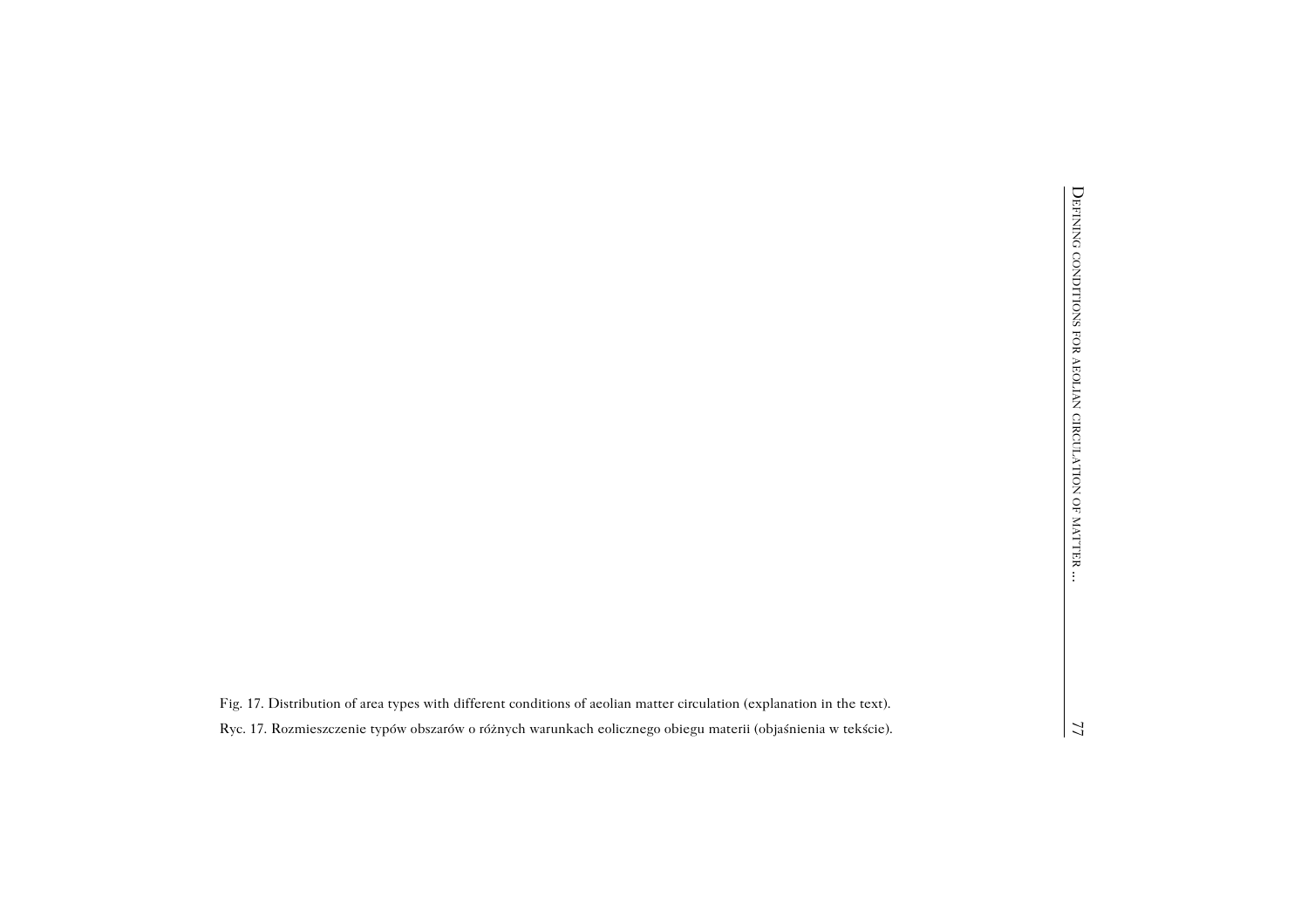Fig. 17. Distribution of area types with different conditions of aeolian matter circulation (explanation in the text).

Ryc. 17. Rozmieszczenie typów obszarów o różnych warunkach eolicznego obiegu materii (objaśnienia w tekście).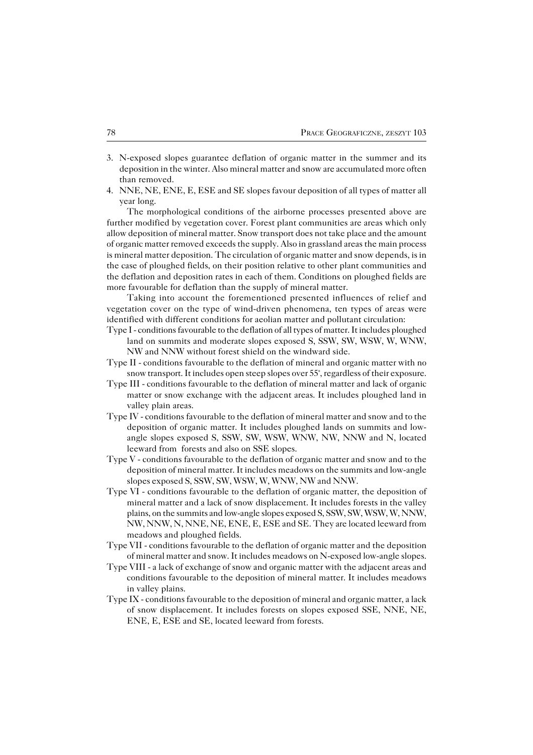3. N-exposed slopes guarantee deflation of organic matter in the summer and its deposition in the winter. Also mineral matter and snow are accumulated more often than removed.
4. NNE, NE, ENE, E, ESE and SE slopes favour deposition of all types of matter all year long.

The morphological conditions of the airborne processes presented above are further modified by vegetation cover. Forest plant communities are areas which only allow deposition of mineral matter. Snow transport does not take place and the amount of organic matter removed exceeds the supply. Also in grassland areas the main process is mineral matter deposition. The circulation of organic matter and snow depends, is in the case of ploughed fields, on their position relative to other plant communities and the deflation and deposition rates in each of them. Conditions on ploughed fields are more favourable for deflation than the supply of mineral matter.

Taking into account the forementioned presented influences of relief and vegetation cover on the type of wind-driven phenomena, ten types of areas were identified with different conditions for aeolian matter and pollutant circulation:

Type I - conditions favourable to the deflation of all types of matter. It includes ploughed land on summits and moderate slopes exposed S, SSW, SW, WSW, W, WNW, NW and NNW without forest shield on the windward side.

Type II - conditions favourable to the deflation of mineral and organic matter with no snow transport. It includes open steep slopes over 55°, regardless of their exposure.

Type III - conditions favourable to the deflation of mineral matter and lack of organic matter or snow exchange with the adjacent areas. It includes ploughed land in valley plain areas.

Type IV - conditions favourable to the deflation of mineral matter and snow and to the deposition of organic matter. It includes ploughed lands on summits and low-angle slopes exposed S, SSW, SW, WSW, WNW, NW, NNW and N, located leeward from forests and also on SSE slopes.

Type V - conditions favourable to the deflation of organic matter and snow and to the deposition of mineral matter. It includes meadows on the summits and low-angle slopes exposed S, SSW, SW, WSW, W, WNW, NW and NNW.

Type VI - conditions favourable to the deflation of organic matter, the deposition of mineral matter and a lack of snow displacement. It includes forests in the valley plains, on the summits and low-angle slopes exposed S, SSW, SW, WSW, W, NNW, NW, NNW, N, NNE, NE, ENE, E, ESE and SE. They are located leeward from meadows and ploughed fields.

Type VII - conditions favourable to the deflation of organic matter and the deposition of mineral matter and snow. It includes meadows on N-exposed low-angle slopes.

Type VIII - a lack of exchange of snow and organic matter with the adjacent areas and conditions favourable to the deposition of mineral matter. It includes meadows in valley plains.

Type IX - conditions favourable to the deposition of mineral and organic matter, a lack of snow displacement. It includes forests on slopes exposed SSE, NNE, NE, ENE, E, ESE and SE, located leeward from forests.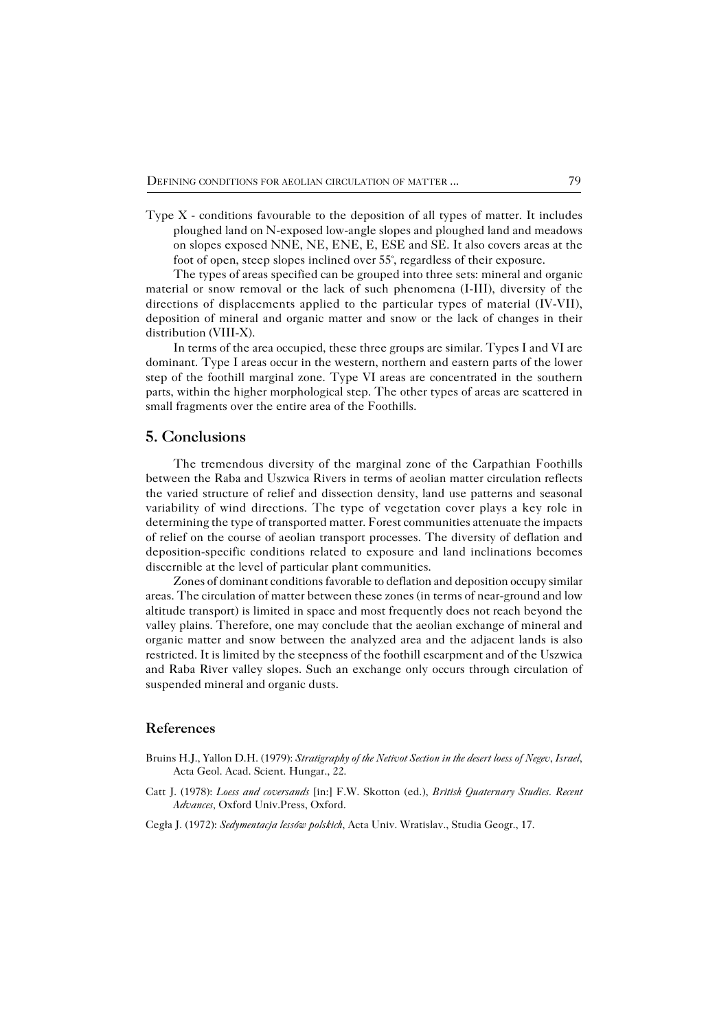Type X - conditions favourable to the deposition of all types of matter. It includes ploughed land on N-exposed low-angle slopes and ploughed land and meadows on slopes exposed NNE, NE, ENE, E, ESE and SE. It also covers areas at the foot of open, steep slopes inclined over 55°, regardless of their exposure.

The types of areas specified can be grouped into three sets: mineral and organic material or snow removal or the lack of such phenomena (I-III), diversity of the directions of displacements applied to the particular types of material (IV-VII), deposition of mineral and organic matter and snow or the lack of changes in their distribution (VIII-X).

In terms of the area occupied, these three groups are similar. Types I and VI are dominant. Type I areas occur in the western, northern and eastern parts of the lower step of the foothill marginal zone. Type VI areas are concentrated in the southern parts, within the higher morphological step. The other types of areas are scattered in small fragments over the entire area of the Foothills.

## 5. Conclusions

The tremendous diversity of the marginal zone of the Carpathian Foothills between the Raba and Uszwica Rivers in terms of aeolian matter circulation reflects the varied structure of relief and dissection density, land use patterns and seasonal variability of wind directions. The type of vegetation cover plays a key role in determining the type of transported matter. Forest communities attenuate the impacts of relief on the course of aeolian transport processes. The diversity of deflation and deposition-specific conditions related to exposure and land inclinations becomes discernible at the level of particular plant communities.

Zones of dominant conditions favorable to deflation and deposition occupy similar areas. The circulation of matter between these zones (in terms of near-ground and low altitude transport) is limited in space and most frequently does not reach beyond the valley plains. Therefore, one may conclude that the aeolian exchange of mineral and organic matter and snow between the analyzed area and the adjacent lands is also restricted. It is limited by the steepness of the foothill escarpment and of the Uszwica and Raba River valley slopes. Such an exchange only occurs through circulation of suspended mineral and organic dusts.

## References

Bruins H.J., Yallon D.H. (1979): *Stratigraphy of the Netivot Section in the desert loess of Negev, Israel*, Acta Geol. Acad. Scient. Hungar., 22.

Catt J. (1978): *Loess and coversands* [in:] F.W. Skotton (ed.), *British Quaternary Studies. Recent Advances*, Oxford Univ.Press, Oxford.

Cegła J. (1972): *Sedymentacja lessów polskich*, Acta Univ. Wratislav., Studia Geogr., 17.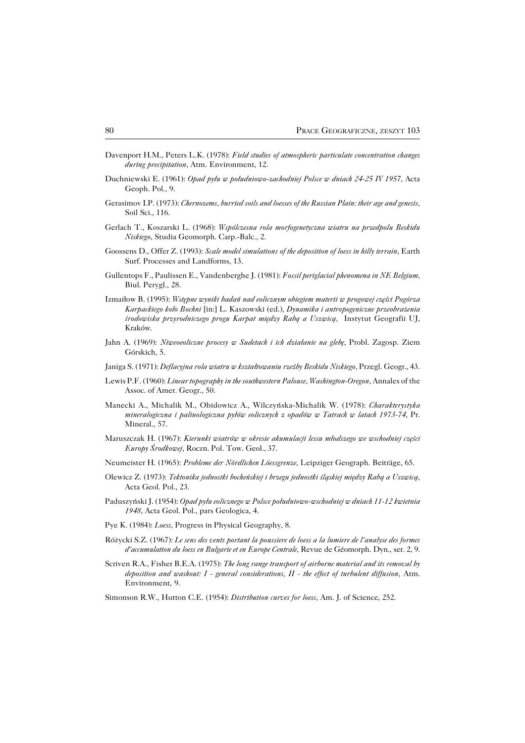Davenport H.M., Peters L.K. (1978): *Field studies of atmospheric particulate concentration changes during precipitation*, Atm. Environment, 12.

Duchniewski E. (1961): *Opad pyłu w południowo-zachodniej Polsce w dniach 24-25 IV 1957*, Acta Geoph. Pol., 9.

Gerasimov I.P. (1973): *Chernozems, burried soils and loesses of the Russian Plain: their age and genesis*, Soil Sci., 116.

Gerlach T., Koszarski L. (1968): *Współczesna rola morfogenetyczna wiatru na przedpolu Beskidu Niskiego*, Studia Geomorph. Carp.-Balc., 2.

Goossens D., Offer Z. (1993): *Scale model simulations of the deposition of loess in hilly terrain*, Earth Surf. Processes and Landforms, 13.

Gullentops F., Paulissen E., Vandenberghe J. (1981): *Fossil periglacial phenomena in NE Belgium*, Biul. Perygl., 28.

Izmaiłow B. (1995): *Wstępne wyniki badań nad eolicznym obiegiem materii w progowej części Pogórza Karpackiego koło Bochni* [in:] L. Kaszowski (ed.), *Dynamika i antropogeniczne przeobrażenia środowiska przyrodniczego progu Karpat między Rabą a Uszwicą*, Instytut Geografii UJ, Kraków.

Jahn A. (1969): *Niweoeoliczne procesy w Sudetach i ich działanie na glebę*, Probl. Zagosp. Ziem Górskich, 5.

Janiga S. (1971): *Deflacyjna rola wiatru w kształtowaniu rzeźby Beskidu Niskiego*, Przegl. Geogr., 43.

Lewis P.F. (1960): *Linear topography in the southwestern Palouse, Washington-Oregon*, Annales of the Assoc. of Amer. Geogr., 50.

Manecki A., Michalik M., Obidowicz A., Wilczyńska-Michalik W. (1978): *Charakterystyka mineralogiczna i palinologiczna pyłów eolicznych z opadów w Tatrach w latach 1973-74*, Pr. Mineral., 57.

Maruszczak H. (1967): *Kierunki wiatrów w okresie akumulacji lessu młodszego we wschodniej części Europy Środkowej*, Roczn. Pol. Tow. Geol., 37.

Neumeister H. (1965): *Probleme der Nördlichen Löessgrenze*, Leipziger Geograph. Beiträge, 65.

Olewicz Z. (1973): *Tektonika jednostki bocheńskiej i brzegu jednostki śląskiej między Rabą a Uszwicą*, Acta Geol. Pol., 23.

Paduszyński J. (1954): *Opad pyłu eolicznego w Polsce południowo-wschodniej w dniach 11-12 kwietnia 1948*, Acta Geol. Pol., pars Geologica, 4.

Pye K. (1984): *Loess*, Progress in Physical Geography, 8.

Różycki S.Z. (1967): *Le sens des vents portant la poussiere de loess a la lumiere de l'analyse des formes d'accumulation du loess en Bulgarie et en Europe Centrale*, Revue de Géomorph. Dyn., ser. 2, 9.

Scriven R.A., Fisher B.E.A. (1975): *The long range transport of airborne material and its removal by deposition and washout: I - general considerations, II - the effect of turbulent diffusion*, Atm. Environment, 9.

Simonson R.W., Hutton C.E. (1954): *Distribution curves for loess*, Am. J. of Science, 252.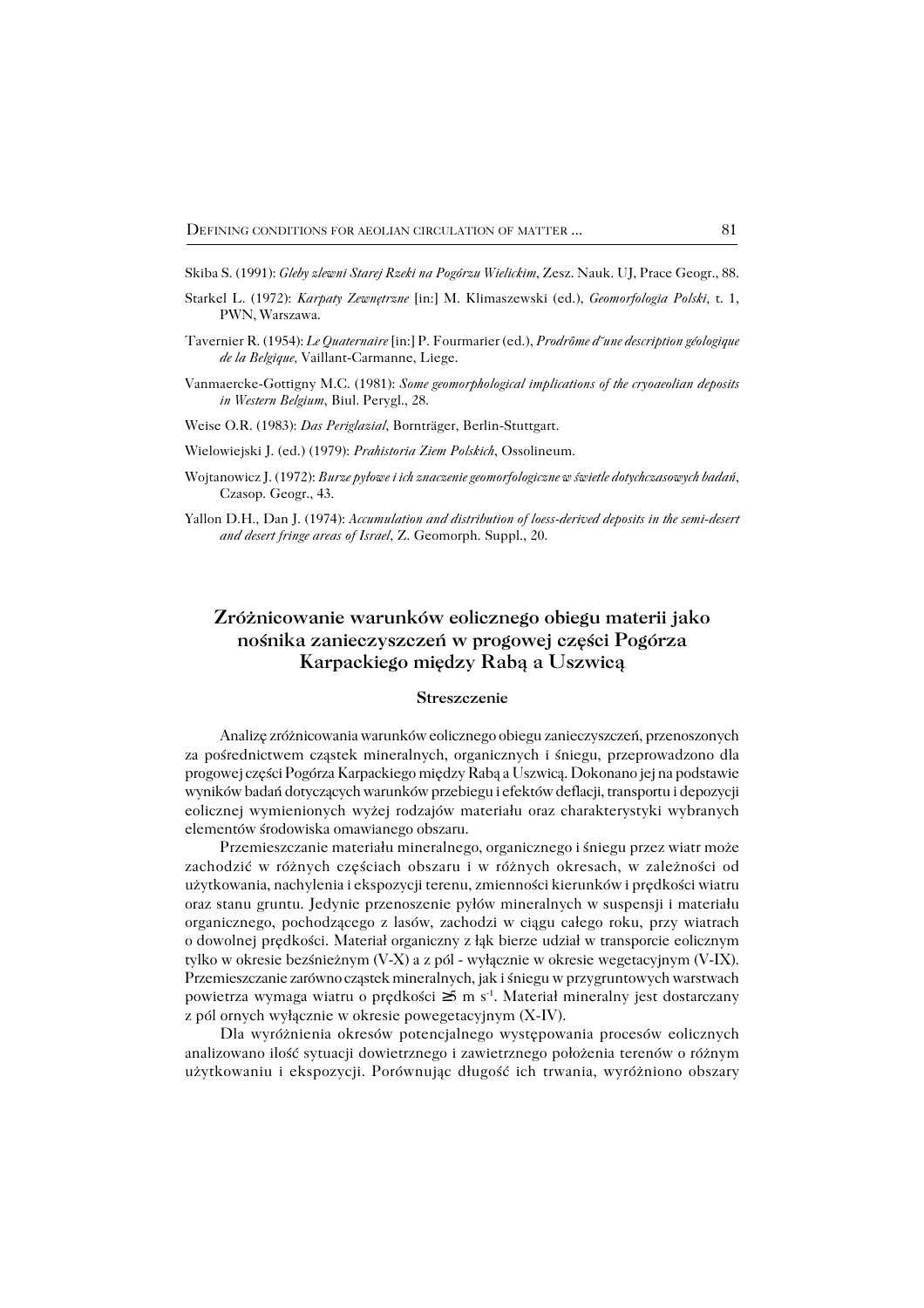Skiba S. (1991): *Gleby zlewni Starej Rzeki na Pogórzu Wielickim*, Zesz. Nauk. UJ, Prace Geogr., 88.

Starkel L. (1972): *Karpaty Zewnętrzne* [in:] M. Klimaszewski (ed.), *Geomorfologia Polski*, t. 1, PWN, Warszawa.

Tavernier R. (1954): *Le Quaternaire* [in:] P. Fourmarier (ed.), *Prodrôme d'une description géologique de la Belgique*, Vaillant-Carmanne, Liege.

Vanmaercke-Gottigny M.C. (1981): *Some geomorphological implications of the cryoaeolian deposits in Western Belgium*, Biul. Perygl., 28.

Weise O.R. (1983): *Das Periglazial*, Bornträger, Berlin-Stuttgart.

Wielowiejski J. (ed.) (1979): *Prahistoria Ziem Polskich*, Ossolineum.

Wojtanowicz J. (1972): *Burze pyłowe i ich znaczenie geomorfologiczne w świetle dotychczasowych badań*, Czasop. Geogr., 43.

Yallon D.H., Dan J. (1974): *Accumulation and distribution of loess-derived deposits in the semi-desert and desert fringe areas of Israel*, Z. Geomorph. Suppl., 20.

## Zróżnicowanie warunków eolicznego obiegu materii jako nośnika zanieczyszczeń w progowej części Pogórza Karpackiego między Rabą a Uszwicą

### Streszczenie

Analizę zróżnicowania warunków eolicznego obiegu zanieczyszczeń, przenoszonych za pośrednictwem cząstek mineralnych, organicznych i śniegu, przeprowadzono dla progowej części Pogórza Karpackiego między Rabą a Uszwicą. Dokonano jej na podstawie wyników badań dotyczących warunków przebiegu i efektów deflacji, transportu i depozycji eolicznej wymienionych wyżej rodzajów materiału oraz charakterystyki wybranych elementów środowiska omawianego obszaru.

Przemieszczanie materiału mineralnego, organicznego i śniegu przez wiatr może zachodzić w różnych częściach obszaru i w różnych okresach, w zależności od użytkowania, nachylenia i ekspozycji terenu, zmienności kierunków i prędkości wiatru oraz stanu gruntu. Jedynie przenoszenie pyłów mineralnych w suspensji i materiału organicznego, pochodzącego z lasów, zachodzi w ciągu całego roku, przy wiatrach o dowolnej prędkości. Materiał organiczny z łąk bierze udział w transporcie eolicznym tylko w okresie bezśnieżnym (V-X) a z pól - wyłącznie w okresie wegetacyjnym (V-IX). Przemieszczanie zarówno cząstek mineralnych, jak i śniegu w przygruntowych warstwach powietrza wymaga wiatru o prędkości $\geq 5$ m $s^{-1}$. Materiał mineralny jest dostarczany z pól ornych wyłącznie w okresie powegetacyjnym (X-IV).

Dla wyróżnienia okresów potencjalnego występowania procesów eolicznych analizowano ilość sytuacji dowietrznego i zawietrznego położenia terenów o różnym użytkowaniu i ekspozycji. Porównując długość ich trwania, wyróżniono obszary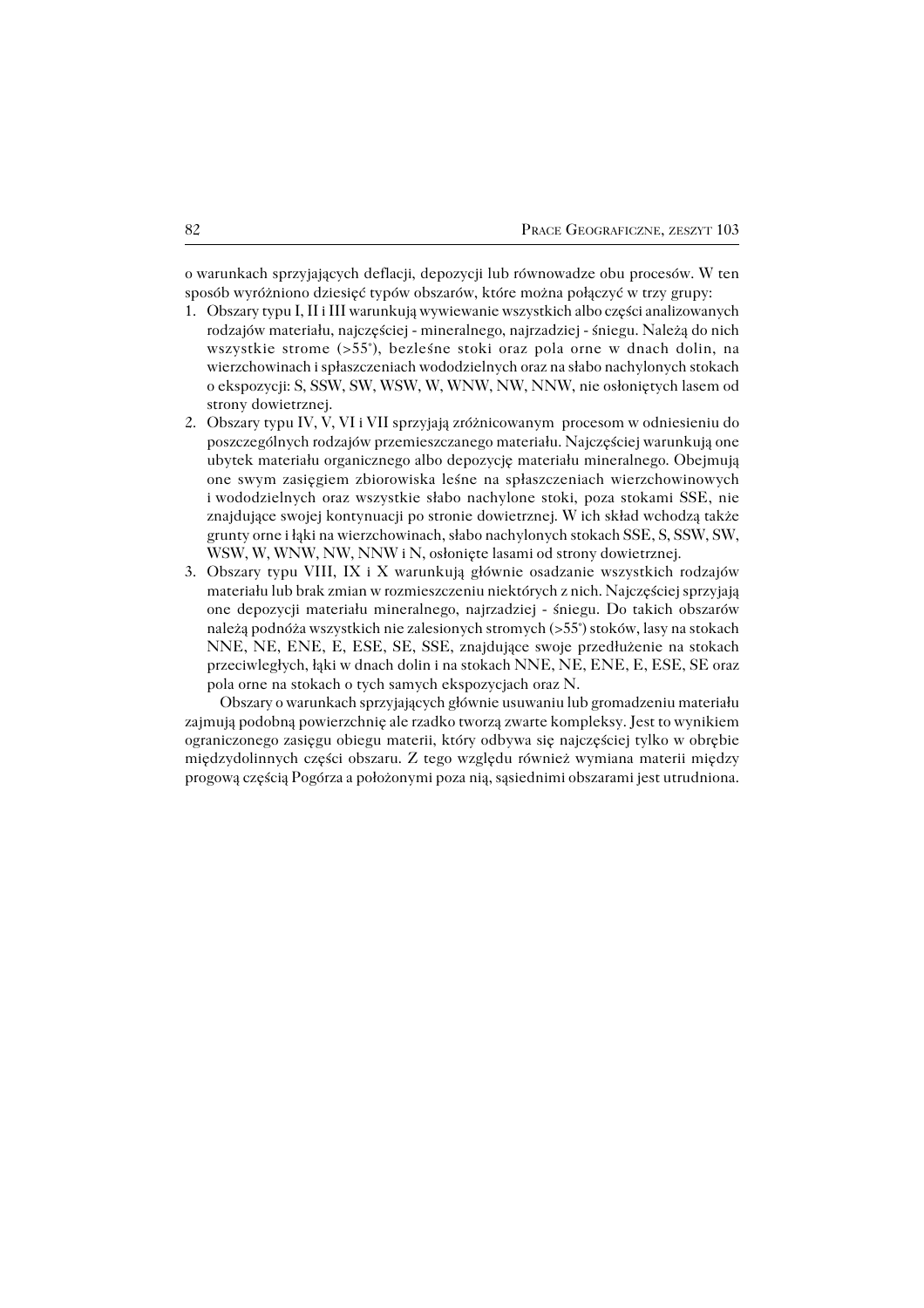o warunkach sprzyjających deflacji, depozycji lub równowadze obu procesów. W ten sposób wyróżniono dziesięć typów obszarów, które można połączyć w trzy grupy:

1. Obszary typu I, II i III warunkują wywiewanie wszystkich albo części analizowanych rodzajów materiału, najczęściej - mineralnego, najrzadziej - śniegu. Należą do nich wszystkie strome (>55°), bezleśne stoki oraz pola orne w dnach dolin, na wierzchowinach i spłaszczeniach wododzielnych oraz na słabo nachylonych stokach o ekspozycji: S, SSW, SW, WSW, W, WNW, NW, NNW, nie osłoniętych lasem od strony dowietrznej.
2. Obszary typu IV, V, VI i VII sprzyjają zróżnicowanym procesom w odniesieniu do poszczególnych rodzajów przemieszczanego materiału. Najczęściej warunkują one ubytek materiału organicznego albo depozycję materiału mineralnego. Obejmują one swym zasięgiem zbiorowiska leśne na spłaszczeniach wierzchowinowych i wododzielnych oraz wszystkie słabo nachylone stoki, poza stokami SSE, nie znajdujące swojej kontynuacji po stronie dowietrznej. W ich skład wchodzą także grunty orne i łąki na wierzchowinach, słabo nachylonych stokach SSE, S, SSW, SW, WSW, W, WNW, NW, NNW i N, osłonięte lasami od strony dowietrznej.
3. Obszary typu VIII, IX i X warunkują głównie osadzanie wszystkich rodzajów materiału lub brak zmian w rozmieszczeniu niektórych z nich. Najczęściej sprzyjają one depozycji materiału mineralnego, najrzadziej - śniegu. Do takich obszarów należą podnóża wszystkich nie zalesionych stromych (>55°) stoków, lasy na stokach NNE, NE, ENE, E, ESE, SE, SSE, znajdujące swoje przedłużenie na stokach przeciwległych, łąki w dnach dolin i na stokach NNE, NE, ENE, E, ESE, SE oraz pola orne na stokach o tych samych ekspozycjach oraz N.

Obszary o warunkach sprzyjających głównie usuwaniu lub gromadzeniu materiału zajmują podobną powierzchnię ale rzadko tworzą zwarte kompleksy. Jest to wynikiem ograniczonego zasięgu obiegu materii, który odbywa się najczęściej tylko w obrębie międzydolinnych części obszaru. Z tego względu również wymiana materii między progową częścią Pogórza a położonymi poza nią, sąsiednimi obszarami jest utrudniona.